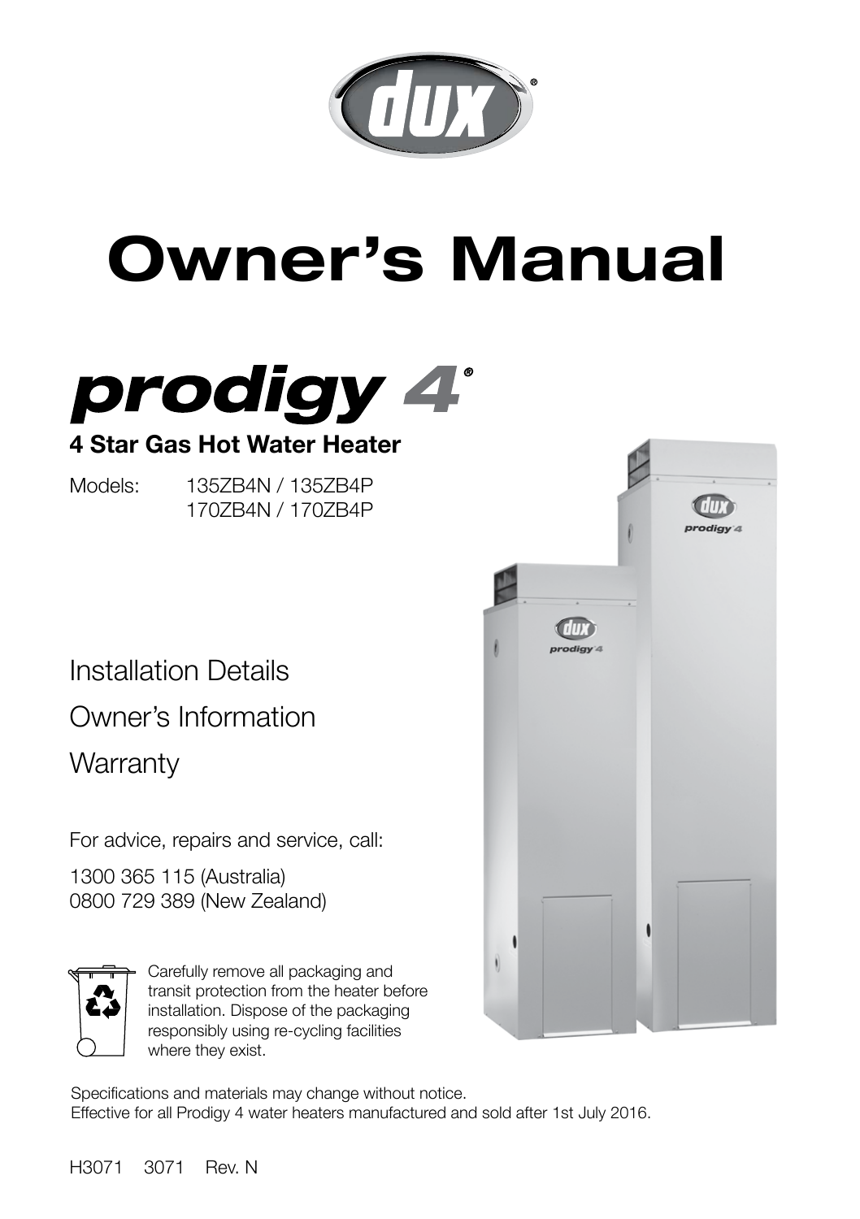# Owner's Manual

## prodigy 4®

**4 Star Gas Hot Water Heater**

Models: 135ZB4N / 135ZB4P
170ZB4N / 170ZB4P

Installation Details

Owner's Information

Warranty

For advice, repairs and service, call:

1300 365 115 (Australia)
0800 729 389 (New Zealand)

Carefully remove all packaging and transit protection from the heater before installation. Dispose of the packaging responsibly using re-cycling facilities where they exist.

Specifications and materials may change without notice.
Effective for all Prodigy 4 water heaters manufactured and sold after 1st July 2016.

H3071 3071 Rev. N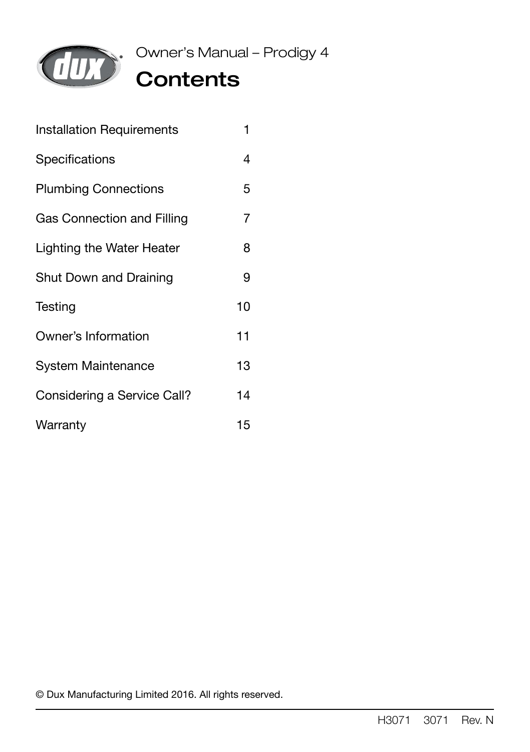Owner's Manual – Prodigy 4

# Contents

| | |
|---|---|
| Installation Requirements | 1 |
| Specifications | 4 |
| Plumbing Connections | 5 |
| Gas Connection and Filling | 7 |
| Lighting the Water Heater | 8 |
| Shut Down and Draining | 9 |
| Testing | 10 |
| Owner's Information | 11 |
| System Maintenance | 13 |
| Considering a Service Call? | 14 |
| Warranty | 15 |

© Dux Manufacturing Limited 2016. All rights reserved.

H3071 3071 Rev. N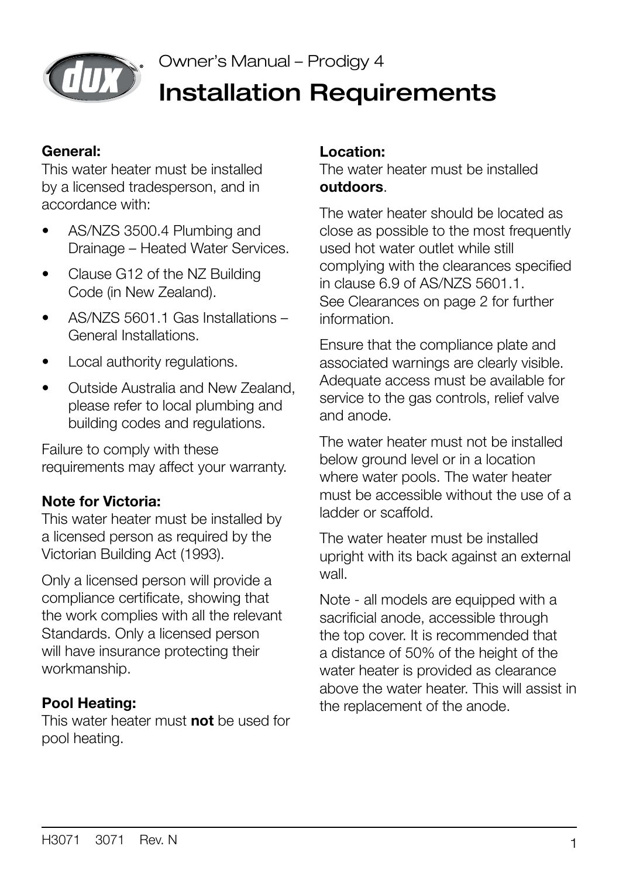Owner's Manual – Prodigy 4

# Installation Requirements

**General:**
This water heater must be installed by a licensed tradesperson, and in accordance with:

- AS/NZS 3500.4 Plumbing and Drainage – Heated Water Services.
- Clause G12 of the NZ Building Code (in New Zealand).
- AS/NZS 5601.1 Gas Installations – General Installations.
- Local authority regulations.
- Outside Australia and New Zealand, please refer to local plumbing and building codes and regulations.

Failure to comply with these requirements may affect your warranty.

**Note for Victoria:**
This water heater must be installed by a licensed person as required by the Victorian Building Act (1993).

Only a licensed person will provide a compliance certificate, showing that the work complies with all the relevant Standards. Only a licensed person will have insurance protecting their workmanship.

**Pool Heating:**
This water heater must **not** be used for pool heating.

**Location:**
The water heater must be installed **outdoors**.

The water heater should be located as close as possible to the most frequently used hot water outlet while still complying with the clearances specified in clause 6.9 of AS/NZS 5601.1. See Clearances on page 2 for further information.

Ensure that the compliance plate and associated warnings are clearly visible. Adequate access must be available for service to the gas controls, relief valve and anode.

The water heater must not be installed below ground level or in a location where water pools. The water heater must be accessible without the use of a ladder or scaffold.

The water heater must be installed upright with its back against an external wall.

Note - all models are equipped with a sacrificial anode, accessible through the top cover. It is recommended that a distance of 50% of the height of the water heater is provided as clearance above the water heater. This will assist in the replacement of the anode.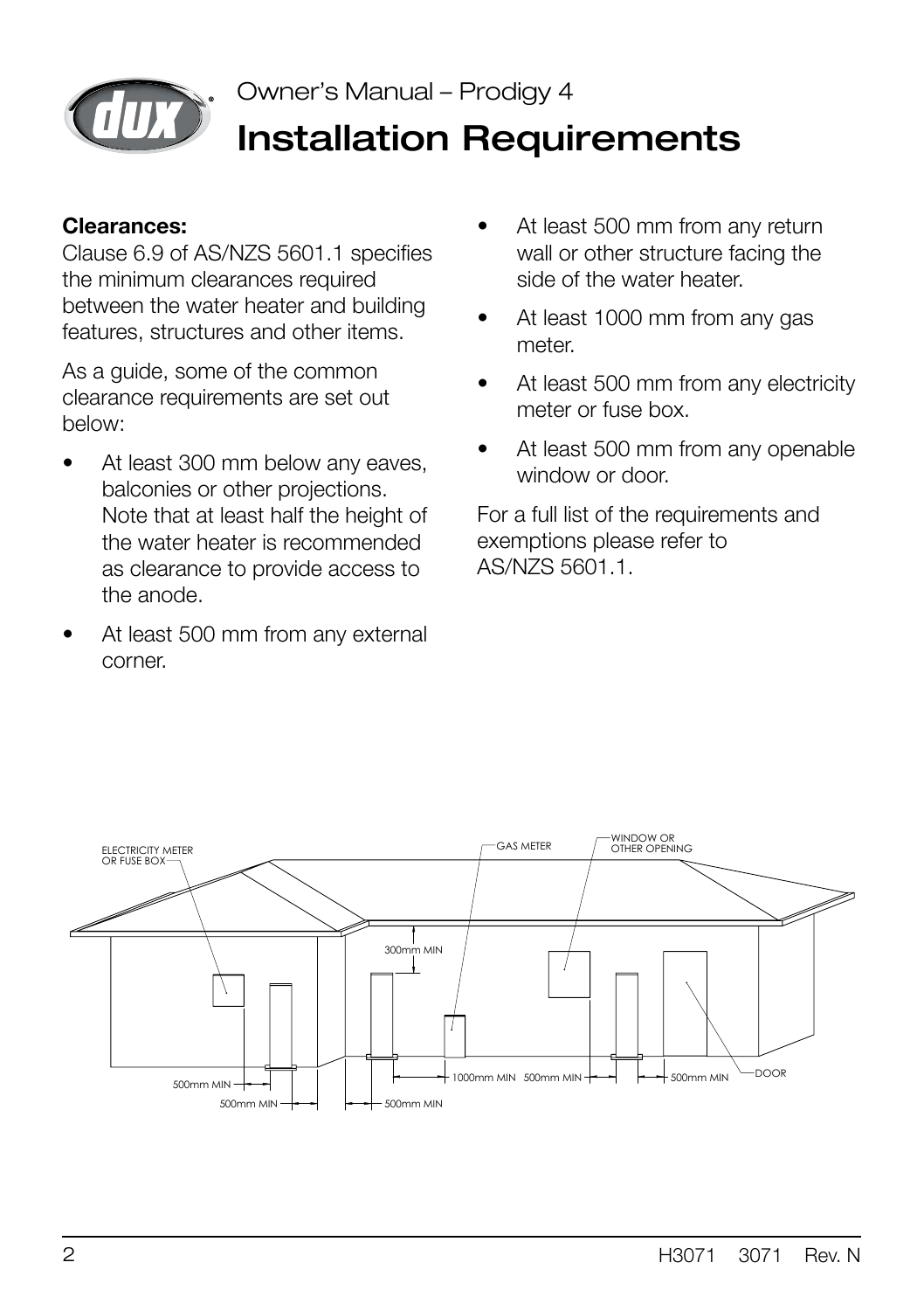# Installation Requirements

**Clearances:**

Clause 6.9 of AS/NZS 5601.1 specifies the minimum clearances required between the water heater and building features, structures and other items.

As a guide, some of the common clearance requirements are set out below:

- At least 300 mm below any eaves, balconies or other projections. Note that at least half the height of the water heater is recommended as clearance to provide access to the anode.
- At least 500 mm from any external corner.
- At least 500 mm from any return wall or other structure facing the side of the water heater.
- At least 1000 mm from any gas meter.
- At least 500 mm from any electricity meter or fuse box.
- At least 500 mm from any openable window or door.

For a full list of the requirements and exemptions please refer to AS/NZS 5601.1.

ELECTRICITY METER OR FUSE BOX

GAS METER

WINDOW OR OTHER OPENING

300mm MIN

DOOR

500mm MIN

500mm MIN

500mm MIN

1000mm MIN

500mm MIN

500mm MIN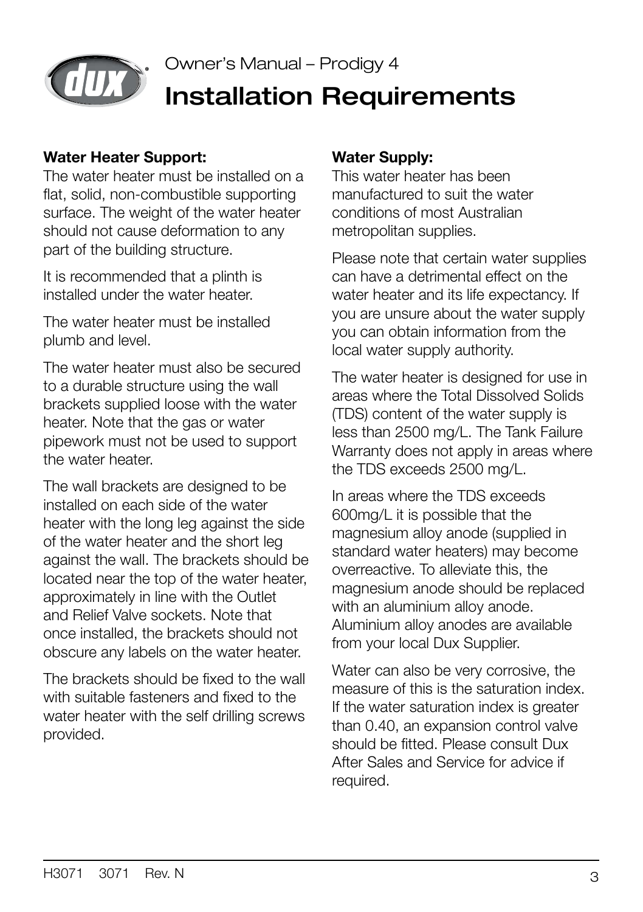# Installation Requirements

**Water Heater Support:**

The water heater must be installed on a flat, solid, non-combustible supporting surface. The weight of the water heater should not cause deformation to any part of the building structure.

It is recommended that a plinth is installed under the water heater.

The water heater must be installed plumb and level.

The water heater must also be secured to a durable structure using the wall brackets supplied loose with the water heater. Note that the gas or water pipework must not be used to support the water heater.

The wall brackets are designed to be installed on each side of the water heater with the long leg against the side of the water heater and the short leg against the wall. The brackets should be located near the top of the water heater, approximately in line with the Outlet and Relief Valve sockets. Note that once installed, the brackets should not obscure any labels on the water heater.

The brackets should be fixed to the wall with suitable fasteners and fixed to the water heater with the self drilling screws provided.

**Water Supply:**

This water heater has been manufactured to suit the water conditions of most Australian metropolitan supplies.

Please note that certain water supplies can have a detrimental effect on the water heater and its life expectancy. If you are unsure about the water supply you can obtain information from the local water supply authority.

The water heater is designed for use in areas where the Total Dissolved Solids (TDS) content of the water supply is less than 2500 mg/L. The Tank Failure Warranty does not apply in areas where the TDS exceeds 2500 mg/L.

In areas where the TDS exceeds 600mg/L it is possible that the magnesium alloy anode (supplied in standard water heaters) may become overreactive. To alleviate this, the magnesium anode should be replaced with an aluminium alloy anode. Aluminium alloy anodes are available from your local Dux Supplier.

Water can also be very corrosive, the measure of this is the saturation index. If the water saturation index is greater than 0.40, an expansion control valve should be fitted. Please consult Dux After Sales and Service for advice if required.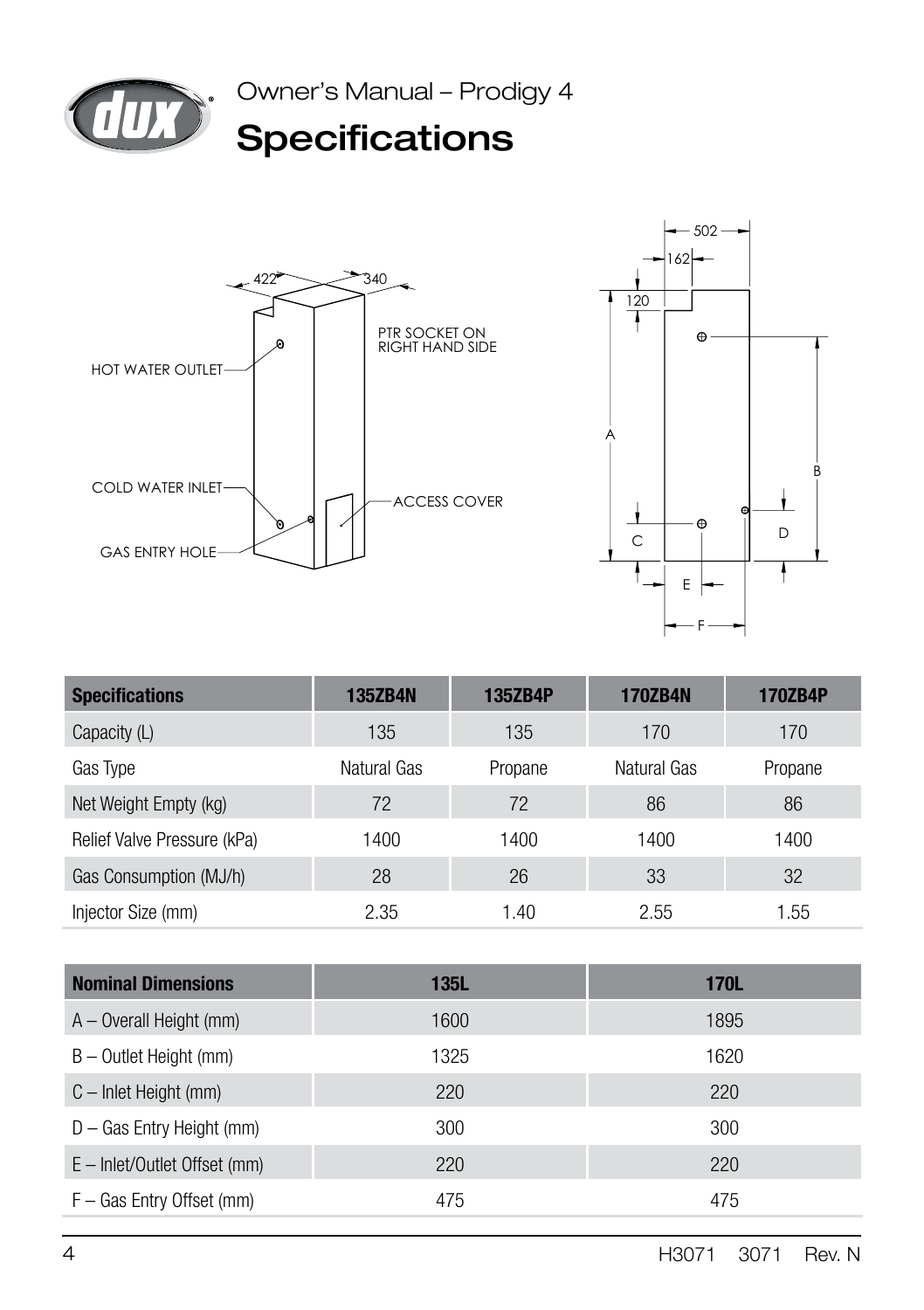# Specifications

422
340
PTR SOCKET ON RIGHT HAND SIDE
HOT WATER OUTLET
COLD WATER INLET
ACCESS COVER
GAS ENTRY HOLE

502
162
120
A
B
C
D
E
F

| Specifications | 135ZB4N | 135ZB4P | 170ZB4N | 170ZB4P |
|---|---|---|---|---|
| Capacity (L) | 135 | 135 | 170 | 170 |
| Gas Type | Natural Gas | Propane | Natural Gas | Propane |
| Net Weight Empty (kg) | 72 | 72 | 86 | 86 |
| Relief Valve Pressure (kPa) | 1400 | 1400 | 1400 | 1400 |
| Gas Consumption (MJ/h) | 28 | 26 | 33 | 32 |
| Injector Size (mm) | 2.35 | 1.40 | 2.55 | 1.55 |

| Nominal Dimensions | 135L | 170L |
|---|---|---|
| A – Overall Height (mm) | 1600 | 1895 |
| B – Outlet Height (mm) | 1325 | 1620 |
| C – Inlet Height (mm) | 220 | 220 |
| D – Gas Entry Height (mm) | 300 | 300 |
| E – Inlet/Outlet Offset (mm) | 220 | 220 |
| F – Gas Entry Offset (mm) | 475 | 475 |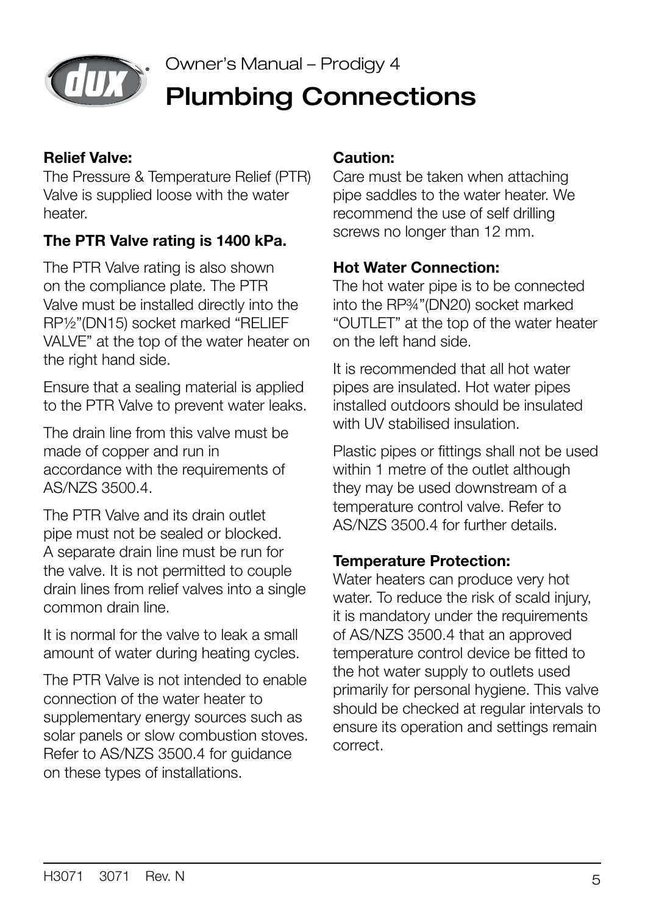# Plumbing Connections

**Relief Valve:**
The Pressure & Temperature Relief (PTR) Valve is supplied loose with the water heater.

**The PTR Valve rating is 1400 kPa.**

The PTR Valve rating is also shown on the compliance plate. The PTR Valve must be installed directly into the RP½"(DN15) socket marked "RELIEF VALVE" at the top of the water heater on the right hand side.

Ensure that a sealing material is applied to the PTR Valve to prevent water leaks.

The drain line from this valve must be made of copper and run in accordance with the requirements of AS/NZS 3500.4.

The PTR Valve and its drain outlet pipe must not be sealed or blocked. A separate drain line must be run for the valve. It is not permitted to couple drain lines from relief valves into a single common drain line.

It is normal for the valve to leak a small amount of water during heating cycles.

The PTR Valve is not intended to enable connection of the water heater to supplementary energy sources such as solar panels or slow combustion stoves. Refer to AS/NZS 3500.4 for guidance on these types of installations.

**Caution:**
Care must be taken when attaching pipe saddles to the water heater. We recommend the use of self drilling screws no longer than 12 mm.

**Hot Water Connection:**
The hot water pipe is to be connected into the RP¾"(DN20) socket marked "OUTLET" at the top of the water heater on the left hand side.

It is recommended that all hot water pipes are insulated. Hot water pipes installed outdoors should be insulated with UV stabilised insulation.

Plastic pipes or fittings shall not be used within 1 metre of the outlet although they may be used downstream of a temperature control valve. Refer to AS/NZS 3500.4 for further details.

**Temperature Protection:**
Water heaters can produce very hot water. To reduce the risk of scald injury, it is mandatory under the requirements of AS/NZS 3500.4 that an approved temperature control device be fitted to the hot water supply to outlets used primarily for personal hygiene. This valve should be checked at regular intervals to ensure its operation and settings remain correct.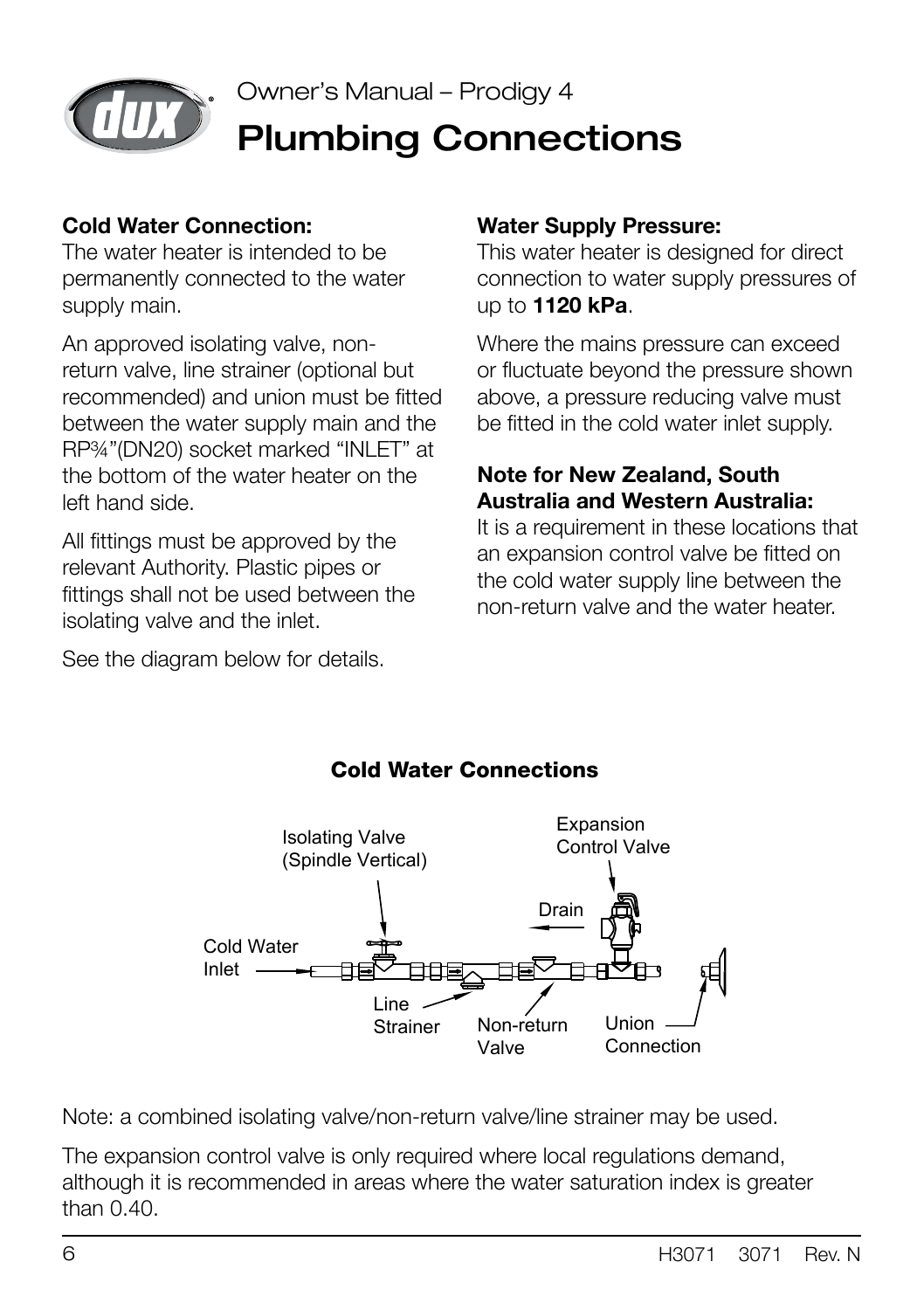# Plumbing Connections

**Cold Water Connection:**

The water heater is intended to be permanently connected to the water supply main.

An approved isolating valve, non-return valve, line strainer (optional but recommended) and union must be fitted between the water supply main and the RP¾"(DN20) socket marked "INLET" at the bottom of the water heater on the left hand side.

All fittings must be approved by the relevant Authority. Plastic pipes or fittings shall not be used between the isolating valve and the inlet.

See the diagram below for details.

**Water Supply Pressure:**

This water heater is designed for direct connection to water supply pressures of up to **1120 kPa**.

Where the mains pressure can exceed or fluctuate beyond the pressure shown above, a pressure reducing valve must be fitted in the cold water inlet supply.

**Note for New Zealand, South Australia and Western Australia:**

It is a requirement in these locations that an expansion control valve be fitted on the cold water supply line between the non-return valve and the water heater.

**Cold Water Connections**

Isolating Valve (Spindle Vertical)

Expansion Control Valve

Drain

Cold Water Inlet

Line Strainer

Non-return Valve

Union Connection

Note: a combined isolating valve/non-return valve/line strainer may be used.

The expansion control valve is only required where local regulations demand, although it is recommended in areas where the water saturation index is greater than 0.40.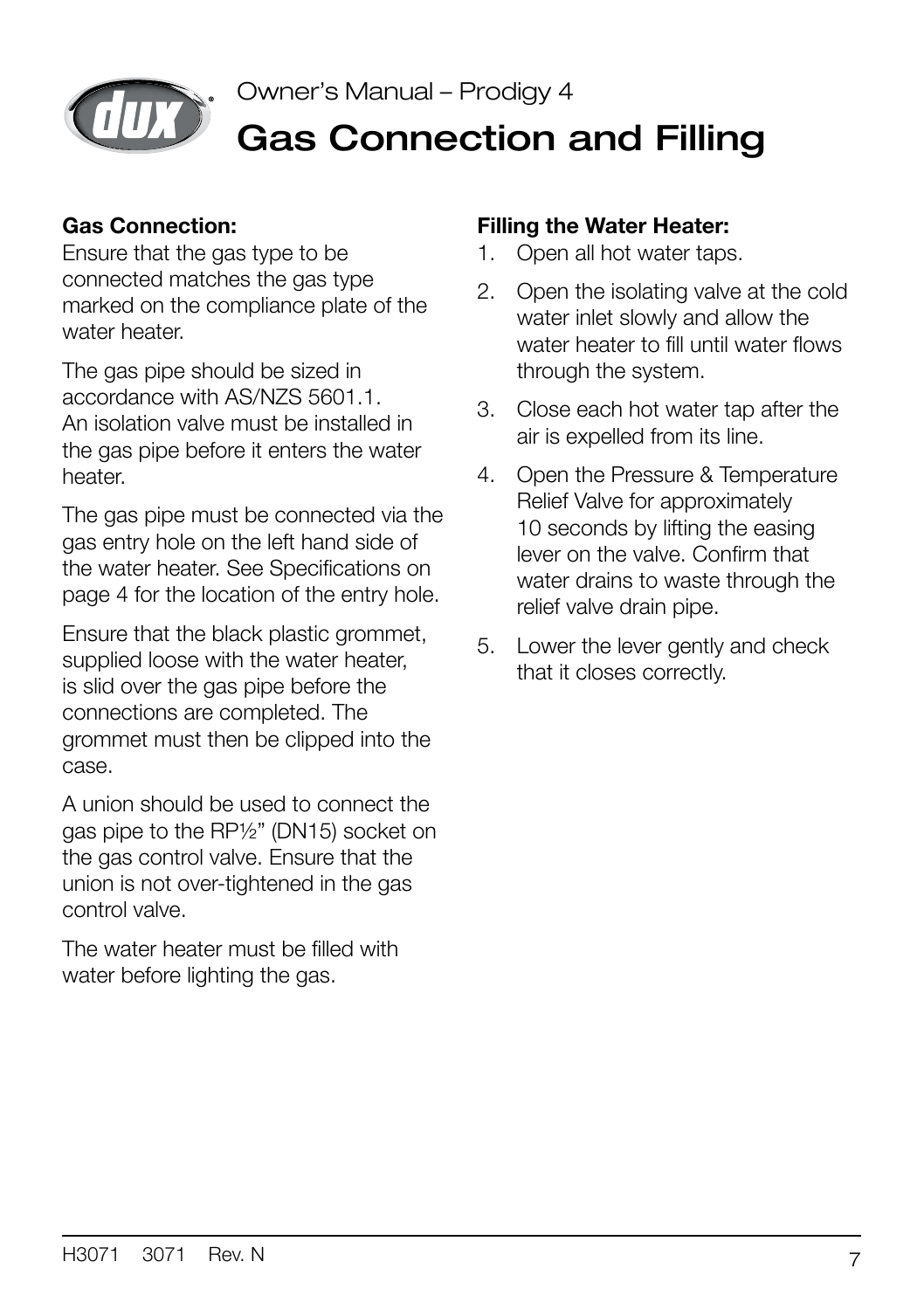# Gas Connection and Filling

**Gas Connection:**

Ensure that the gas type to be connected matches the gas type marked on the compliance plate of the water heater.

The gas pipe should be sized in accordance with AS/NZS 5601.1. An isolation valve must be installed in the gas pipe before it enters the water heater.

The gas pipe must be connected via the gas entry hole on the left hand side of the water heater. See Specifications on page 4 for the location of the entry hole.

Ensure that the black plastic grommet, supplied loose with the water heater, is slid over the gas pipe before the connections are completed. The grommet must then be clipped into the case.

A union should be used to connect the gas pipe to the RP½" (DN15) socket on the gas control valve. Ensure that the union is not over-tightened in the gas control valve.

The water heater must be filled with water before lighting the gas.

**Filling the Water Heater:**

1. Open all hot water taps.
2. Open the isolating valve at the cold water inlet slowly and allow the water heater to fill until water flows through the system.
3. Close each hot water tap after the air is expelled from its line.
4. Open the Pressure & Temperature Relief Valve for approximately 10 seconds by lifting the easing lever on the valve. Confirm that water drains to waste through the relief valve drain pipe.
5. Lower the lever gently and check that it closes correctly.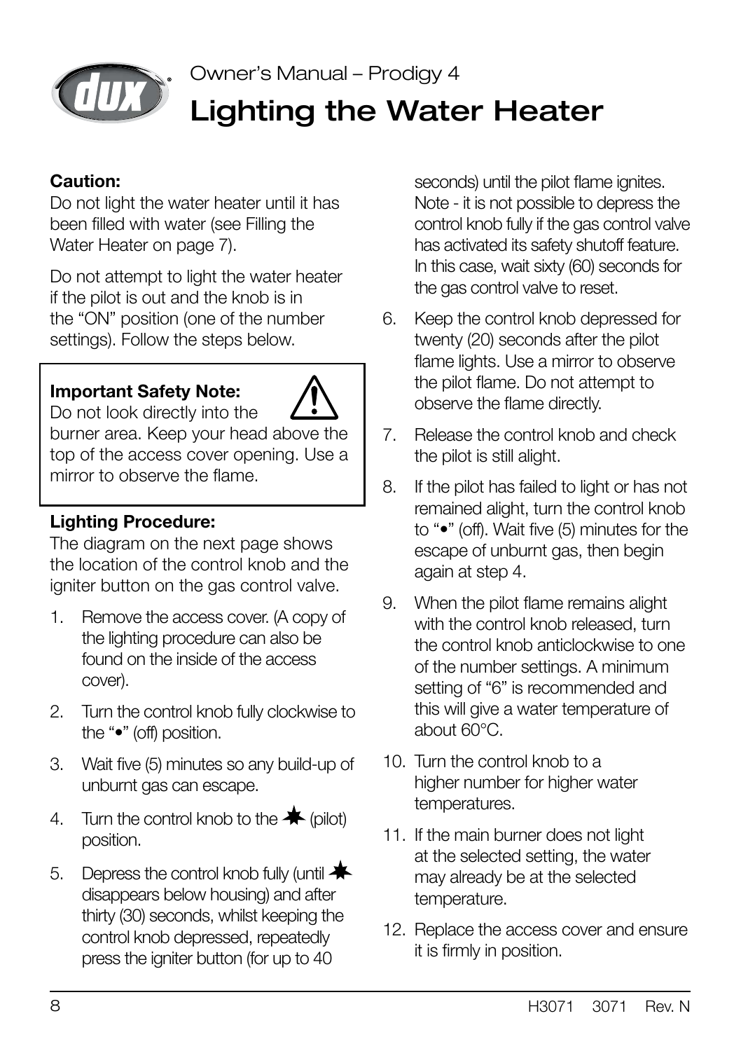# Lighting the Water Heater

**Caution:**
Do not light the water heater until it has been filled with water (see Filling the Water Heater on page 7).

Do not attempt to light the water heater if the pilot is out and the knob is in the "ON" position (one of the number settings). Follow the steps below.

**Important Safety Note:**
Do not look directly into the burner area. Keep your head above the top of the access cover opening. Use a mirror to observe the flame.

**Lighting Procedure:**
The diagram on the next page shows the location of the control knob and the igniter button on the gas control valve.

1. Remove the access cover. (A copy of the lighting procedure can also be found on the inside of the access cover).
2. Turn the control knob fully clockwise to the "•" (off) position.
3. Wait five (5) minutes so any build-up of unburnt gas can escape.
4. Turn the control knob to the ✸ (pilot) position.
5. Depress the control knob fully (until ✸ disappears below housing) and after thirty (30) seconds, whilst keeping the control knob depressed, repeatedly press the igniter button (for up to 40 seconds) until the pilot flame ignites. Note - it is not possible to depress the control knob fully if the gas control valve has activated its safety shutoff feature. In this case, wait sixty (60) seconds for the gas control valve to reset.
6. Keep the control knob depressed for twenty (20) seconds after the pilot flame lights. Use a mirror to observe the pilot flame. Do not attempt to observe the flame directly.
7. Release the control knob and check the pilot is still alight.
8. If the pilot has failed to light or has not remained alight, turn the control knob to "•" (off). Wait five (5) minutes for the escape of unburnt gas, then begin again at step 4.
9. When the pilot flame remains alight with the control knob released, turn the control knob anticlockwise to one of the number settings. A minimum setting of "6" is recommended and this will give a water temperature of about 60°C.
10. Turn the control knob to a higher number for higher water temperatures.
11. If the main burner does not light at the selected setting, the water may already be at the selected temperature.
12. Replace the access cover and ensure it is firmly in position.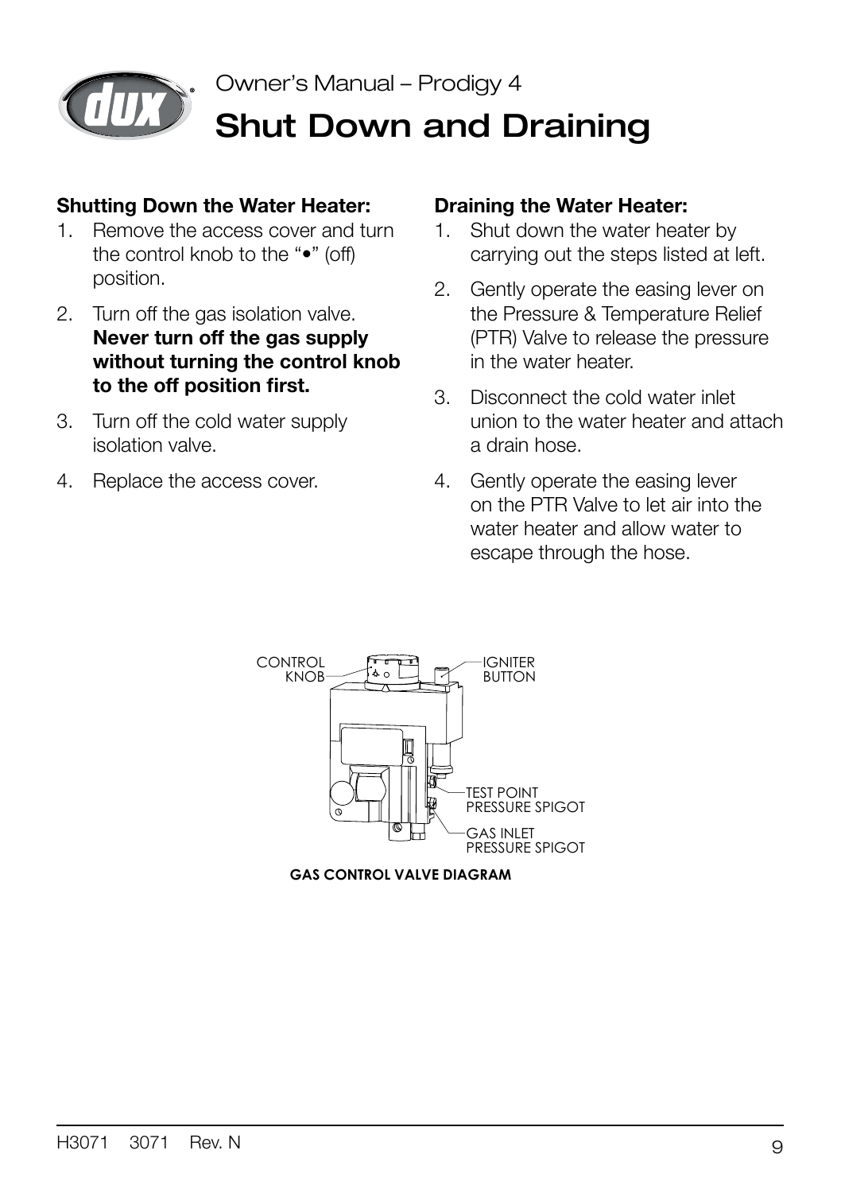# Shut Down and Draining

**Shutting Down the Water Heater:**

1. Remove the access cover and turn the control knob to the "•" (off) position.
2. Turn off the gas isolation valve. **Never turn off the gas supply without turning the control knob to the off position first.**
3. Turn off the cold water supply isolation valve.
4. Replace the access cover.

**Draining the Water Heater:**

1. Shut down the water heater by carrying out the steps listed at left.
2. Gently operate the easing lever on the Pressure & Temperature Relief (PTR) Valve to release the pressure in the water heater.
3. Disconnect the cold water inlet union to the water heater and attach a drain hose.
4. Gently operate the easing lever on the PTR Valve to let air into the water heater and allow water to escape through the hose.

CONTROL KNOB

IGNITER BUTTON

TEST POINT PRESSURE SPIGOT

GAS INLET PRESSURE SPIGOT

**GAS CONTROL VALVE DIAGRAM**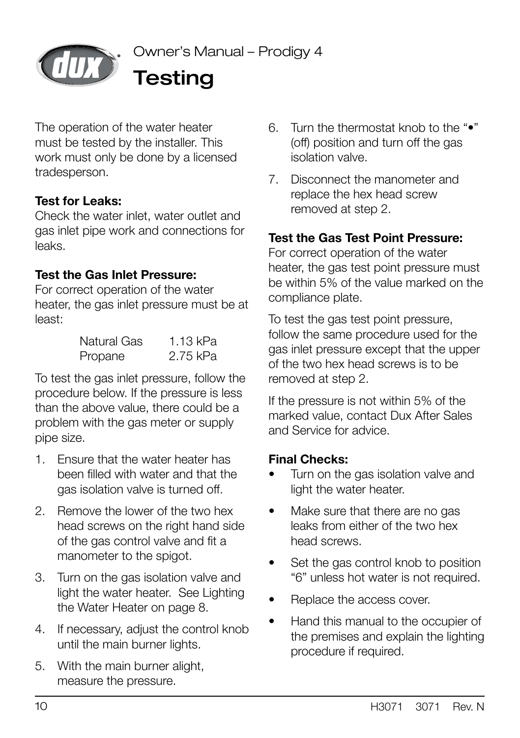# Testing

The operation of the water heater must be tested by the installer. This work must only be done by a licensed tradesperson.

**Test for Leaks:**
Check the water inlet, water outlet and gas inlet pipe work and connections for leaks.

**Test the Gas Inlet Pressure:**
For correct operation of the water heater, the gas inlet pressure must be at least:

| | |
|---|---|
| Natural Gas | 1.13 kPa |
| Propane | 2.75 kPa |

To test the gas inlet pressure, follow the procedure below. If the pressure is less than the above value, there could be a problem with the gas meter or supply pipe size.

1. Ensure that the water heater has been filled with water and that the gas isolation valve is turned off.
2. Remove the lower of the two hex head screws on the right hand side of the gas control valve and fit a manometer to the spigot.
3. Turn on the gas isolation valve and light the water heater. See Lighting the Water Heater on page 8.
4. If necessary, adjust the control knob until the main burner lights.
5. With the main burner alight, measure the pressure.
6. Turn the thermostat knob to the "•" (off) position and turn off the gas isolation valve.
7. Disconnect the manometer and replace the hex head screw removed at step 2.

**Test the Gas Test Point Pressure:**
For correct operation of the water heater, the gas test point pressure must be within 5% of the value marked on the compliance plate.

To test the gas test point pressure, follow the same procedure used for the gas inlet pressure except that the upper of the two hex head screws is to be removed at step 2.

If the pressure is not within 5% of the marked value, contact Dux After Sales and Service for advice.

**Final Checks:**

- Turn on the gas isolation valve and light the water heater.
- Make sure that there are no gas leaks from either of the two hex head screws.
- Set the gas control knob to position "6" unless hot water is not required.
- Replace the access cover.
- Hand this manual to the occupier of the premises and explain the lighting procedure if required.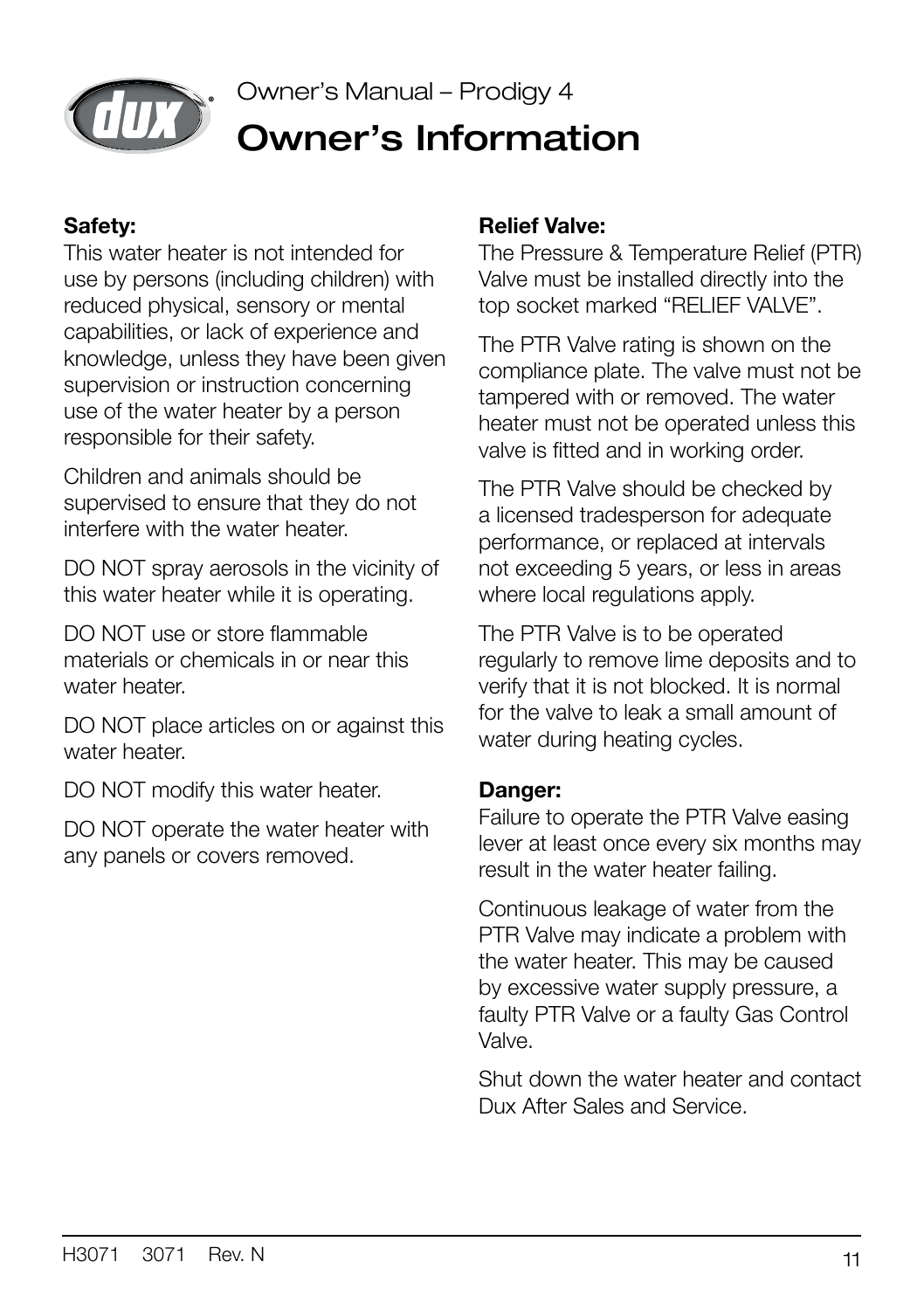# Owner's Information

**Safety:**

This water heater is not intended for use by persons (including children) with reduced physical, sensory or mental capabilities, or lack of experience and knowledge, unless they have been given supervision or instruction concerning use of the water heater by a person responsible for their safety.

Children and animals should be supervised to ensure that they do not interfere with the water heater.

DO NOT spray aerosols in the vicinity of this water heater while it is operating.

DO NOT use or store flammable materials or chemicals in or near this water heater.

DO NOT place articles on or against this water heater.

DO NOT modify this water heater.

DO NOT operate the water heater with any panels or covers removed.

**Relief Valve:**

The Pressure & Temperature Relief (PTR) Valve must be installed directly into the top socket marked "RELIEF VALVE".

The PTR Valve rating is shown on the compliance plate. The valve must not be tampered with or removed. The water heater must not be operated unless this valve is fitted and in working order.

The PTR Valve should be checked by a licensed tradesperson for adequate performance, or replaced at intervals not exceeding 5 years, or less in areas where local regulations apply.

The PTR Valve is to be operated regularly to remove lime deposits and to verify that it is not blocked. It is normal for the valve to leak a small amount of water during heating cycles.

**Danger:**

Failure to operate the PTR Valve easing lever at least once every six months may result in the water heater failing.

Continuous leakage of water from the PTR Valve may indicate a problem with the water heater. This may be caused by excessive water supply pressure, a faulty PTR Valve or a faulty Gas Control Valve.

Shut down the water heater and contact Dux After Sales and Service.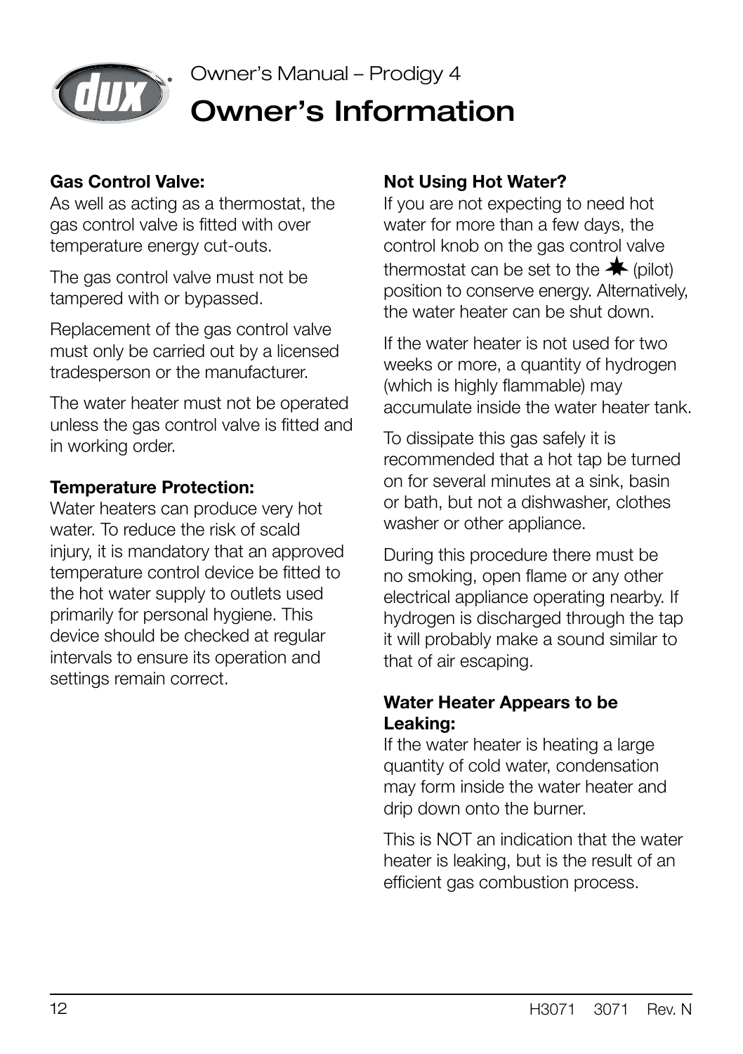# Owner's Information

**Gas Control Valve:**
As well as acting as a thermostat, the gas control valve is fitted with over temperature energy cut-outs.

The gas control valve must not be tampered with or bypassed.

Replacement of the gas control valve must only be carried out by a licensed tradesperson or the manufacturer.

The water heater must not be operated unless the gas control valve is fitted and in working order.

**Temperature Protection:**
Water heaters can produce very hot water. To reduce the risk of scald injury, it is mandatory that an approved temperature control device be fitted to the hot water supply to outlets used primarily for personal hygiene. This device should be checked at regular intervals to ensure its operation and settings remain correct.

**Not Using Hot Water?**
If you are not expecting to need hot water for more than a few days, the control knob on the gas control valve thermostat can be set to the ✸ (pilot) position to conserve energy. Alternatively, the water heater can be shut down.

If the water heater is not used for two weeks or more, a quantity of hydrogen (which is highly flammable) may accumulate inside the water heater tank.

To dissipate this gas safely it is recommended that a hot tap be turned on for several minutes at a sink, basin or bath, but not a dishwasher, clothes washer or other appliance.

During this procedure there must be no smoking, open flame or any other electrical appliance operating nearby. If hydrogen is discharged through the tap it will probably make a sound similar to that of air escaping.

**Water Heater Appears to be Leaking:**
If the water heater is heating a large quantity of cold water, condensation may form inside the water heater and drip down onto the burner.

This is NOT an indication that the water heater is leaking, but is the result of an efficient gas combustion process.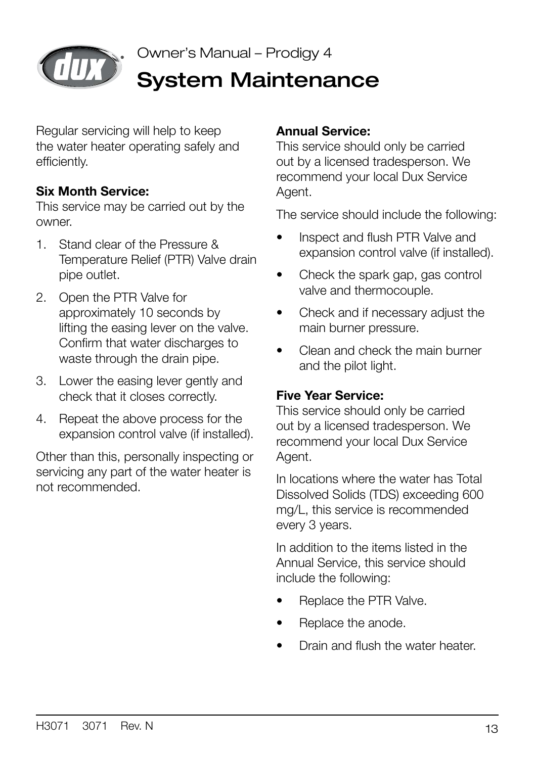# System Maintenance

Regular servicing will help to keep the water heater operating safely and efficiently.

**Six Month Service:**
This service may be carried out by the owner.

1. Stand clear of the Pressure & Temperature Relief (PTR) Valve drain pipe outlet.
2. Open the PTR Valve for approximately 10 seconds by lifting the easing lever on the valve. Confirm that water discharges to waste through the drain pipe.
3. Lower the easing lever gently and check that it closes correctly.
4. Repeat the above process for the expansion control valve (if installed).

Other than this, personally inspecting or servicing any part of the water heater is not recommended.

**Annual Service:**
This service should only be carried out by a licensed tradesperson. We recommend your local Dux Service Agent.

The service should include the following:

- Inspect and flush PTR Valve and expansion control valve (if installed).
- Check the spark gap, gas control valve and thermocouple.
- Check and if necessary adjust the main burner pressure.
- Clean and check the main burner and the pilot light.

**Five Year Service:**
This service should only be carried out by a licensed tradesperson. We recommend your local Dux Service Agent.

In locations where the water has Total Dissolved Solids (TDS) exceeding 600 mg/L, this service is recommended every 3 years.

In addition to the items listed in the Annual Service, this service should include the following:

- Replace the PTR Valve.
- Replace the anode.
- Drain and flush the water heater.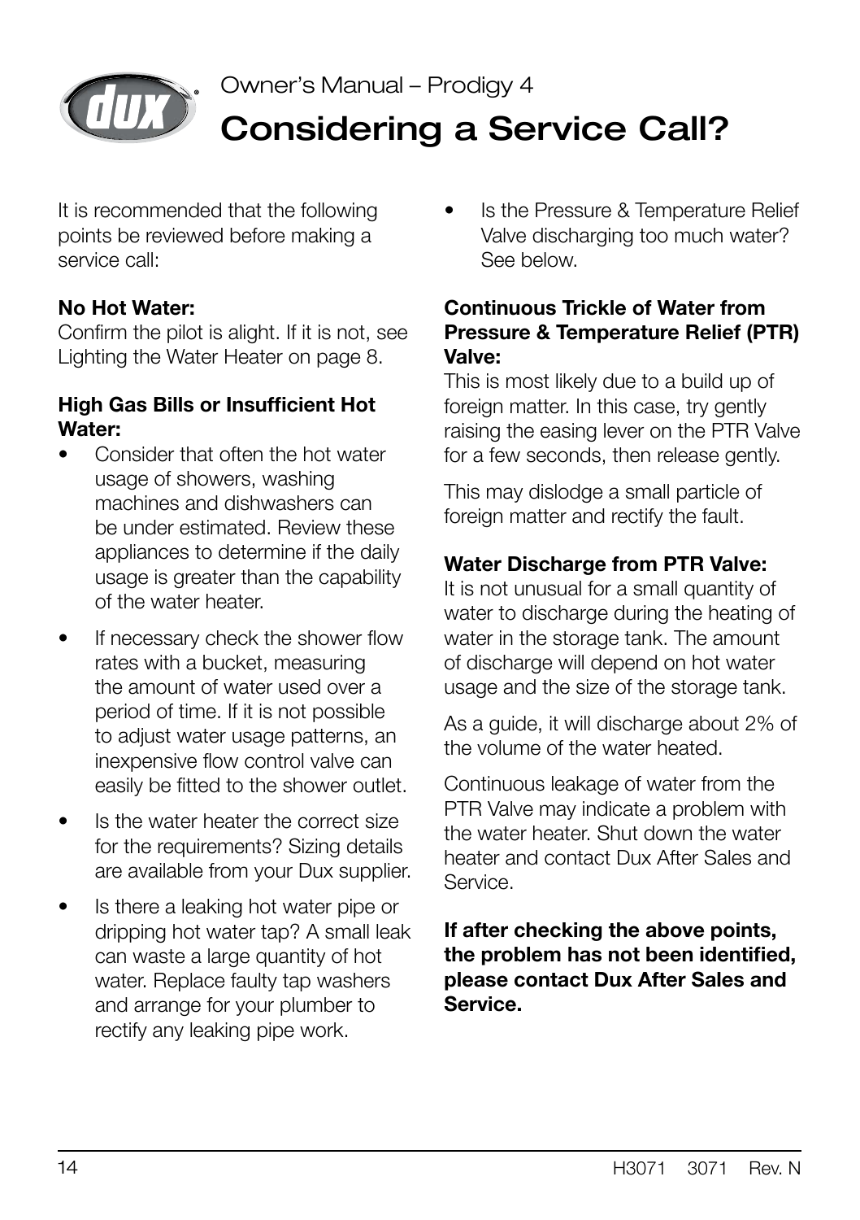Owner's Manual – Prodigy 4

# Considering a Service Call?

It is recommended that the following points be reviewed before making a service call:

**No Hot Water:**
Confirm the pilot is alight. If it is not, see Lighting the Water Heater on page 8.

**High Gas Bills or Insufficient Hot Water:**

- Consider that often the hot water usage of showers, washing machines and dishwashers can be under estimated. Review these appliances to determine if the daily usage is greater than the capability of the water heater.
- If necessary check the shower flow rates with a bucket, measuring the amount of water used over a period of time. If it is not possible to adjust water usage patterns, an inexpensive flow control valve can easily be fitted to the shower outlet.
- Is the water heater the correct size for the requirements? Sizing details are available from your Dux supplier.
- Is there a leaking hot water pipe or dripping hot water tap? A small leak can waste a large quantity of hot water. Replace faulty tap washers and arrange for your plumber to rectify any leaking pipe work.
- Is the Pressure & Temperature Relief Valve discharging too much water? See below.

**Continuous Trickle of Water from Pressure & Temperature Relief (PTR) Valve:**
This is most likely due to a build up of foreign matter. In this case, try gently raising the easing lever on the PTR Valve for a few seconds, then release gently.

This may dislodge a small particle of foreign matter and rectify the fault.

**Water Discharge from PTR Valve:**
It is not unusual for a small quantity of water to discharge during the heating of water in the storage tank. The amount of discharge will depend on hot water usage and the size of the storage tank.

As a guide, it will discharge about 2% of the volume of the water heated.

Continuous leakage of water from the PTR Valve may indicate a problem with the water heater. Shut down the water heater and contact Dux After Sales and Service.

**If after checking the above points, the problem has not been identified, please contact Dux After Sales and Service.**

H3071 3071 Rev. N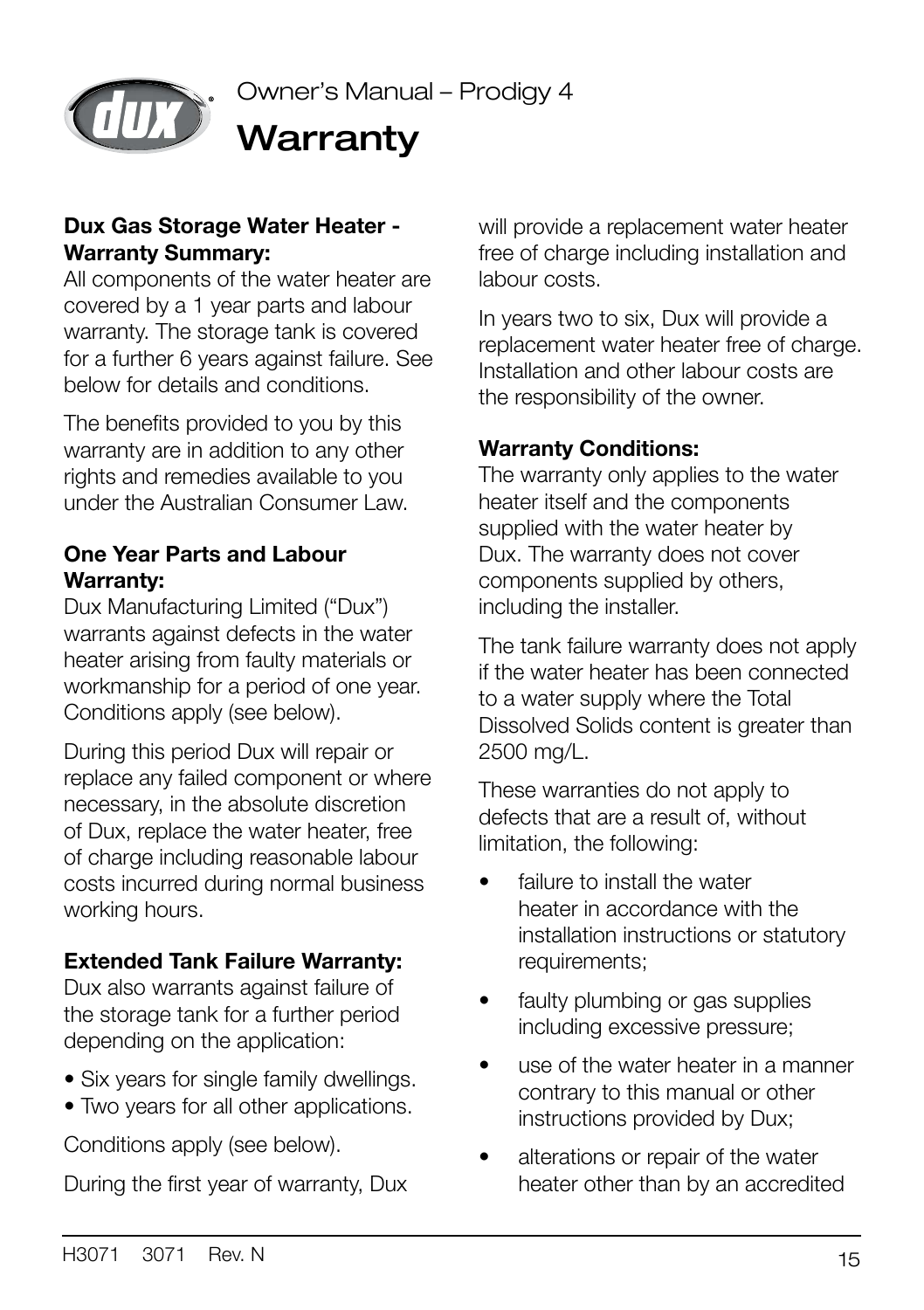Owner's Manual – Prodigy 4

# Warranty

**Dux Gas Storage Water Heater - Warranty Summary:**
All components of the water heater are covered by a 1 year parts and labour warranty. The storage tank is covered for a further 6 years against failure. See below for details and conditions.

The benefits provided to you by this warranty are in addition to any other rights and remedies available to you under the Australian Consumer Law.

**One Year Parts and Labour Warranty:**
Dux Manufacturing Limited ("Dux") warrants against defects in the water heater arising from faulty materials or workmanship for a period of one year. Conditions apply (see below).

During this period Dux will repair or replace any failed component or where necessary, in the absolute discretion of Dux, replace the water heater, free of charge including reasonable labour costs incurred during normal business working hours.

**Extended Tank Failure Warranty:**
Dux also warrants against failure of the storage tank for a further period depending on the application:

- Six years for single family dwellings.
- Two years for all other applications.

Conditions apply (see below).

During the first year of warranty, Dux will provide a replacement water heater free of charge including installation and labour costs.

In years two to six, Dux will provide a replacement water heater free of charge. Installation and other labour costs are the responsibility of the owner.

**Warranty Conditions:**
The warranty only applies to the water heater itself and the components supplied with the water heater by Dux. The warranty does not cover components supplied by others, including the installer.

The tank failure warranty does not apply if the water heater has been connected to a water supply where the Total Dissolved Solids content is greater than 2500 mg/L.

These warranties do not apply to defects that are a result of, without limitation, the following:

- failure to install the water heater in accordance with the installation instructions or statutory requirements;
- faulty plumbing or gas supplies including excessive pressure;
- use of the water heater in a manner contrary to this manual or other instructions provided by Dux;
- alterations or repair of the water heater other than by an accredited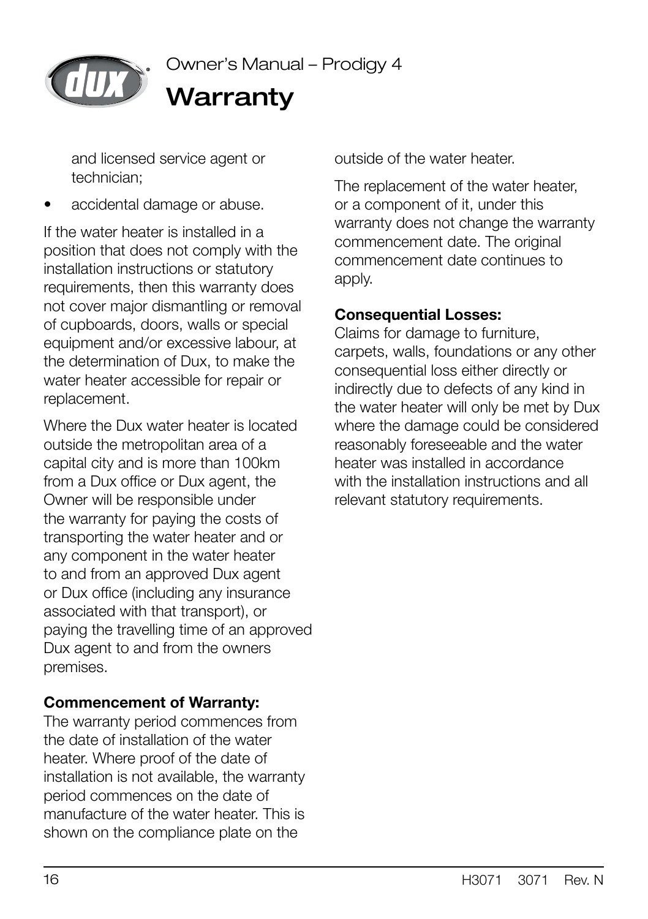and licensed service agent or technician;

- accidental damage or abuse.

If the water heater is installed in a position that does not comply with the installation instructions or statutory requirements, then this warranty does not cover major dismantling or removal of cupboards, doors, walls or special equipment and/or excessive labour, at the determination of Dux, to make the water heater accessible for repair or replacement.

Where the Dux water heater is located outside the metropolitan area of a capital city and is more than 100km from a Dux office or Dux agent, the Owner will be responsible under the warranty for paying the costs of transporting the water heater and or any component in the water heater to and from an approved Dux agent or Dux office (including any insurance associated with that transport), or paying the travelling time of an approved Dux agent to and from the owners premises.

**Commencement of Warranty:**
The warranty period commences from the date of installation of the water heater. Where proof of the date of installation is not available, the warranty period commences on the date of manufacture of the water heater. This is shown on the compliance plate on the outside of the water heater.

The replacement of the water heater, or a component of it, under this warranty does not change the warranty commencement date. The original commencement date continues to apply.

**Consequential Losses:**
Claims for damage to furniture, carpets, walls, foundations or any other consequential loss either directly or indirectly due to defects of any kind in the water heater will only be met by Dux where the damage could be considered reasonably foreseeable and the water heater was installed in accordance with the installation instructions and all relevant statutory requirements.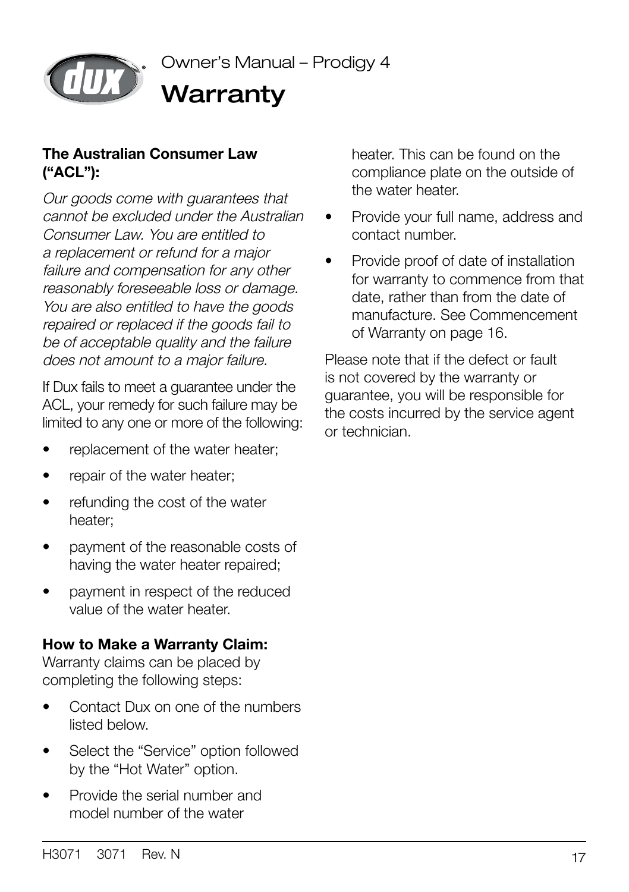# Warranty

**The Australian Consumer Law ("ACL"):**

*Our goods come with guarantees that cannot be excluded under the Australian Consumer Law. You are entitled to a replacement or refund for a major failure and compensation for any other reasonably foreseeable loss or damage. You are also entitled to have the goods repaired or replaced if the goods fail to be of acceptable quality and the failure does not amount to a major failure.*

If Dux fails to meet a guarantee under the ACL, your remedy for such failure may be limited to any one or more of the following:

- replacement of the water heater;
- repair of the water heater;
- refunding the cost of the water heater;
- payment of the reasonable costs of having the water heater repaired;
- payment in respect of the reduced value of the water heater.

**How to Make a Warranty Claim:**

Warranty claims can be placed by completing the following steps:

- Contact Dux on one of the numbers listed below.
- Select the "Service" option followed by the "Hot Water" option.
- Provide the serial number and model number of the water heater. This can be found on the compliance plate on the outside of the water heater.
- Provide your full name, address and contact number.
- Provide proof of date of installation for warranty to commence from that date, rather than from the date of manufacture. See Commencement of Warranty on page 16.

Please note that if the defect or fault is not covered by the warranty or guarantee, you will be responsible for the costs incurred by the service agent or technician.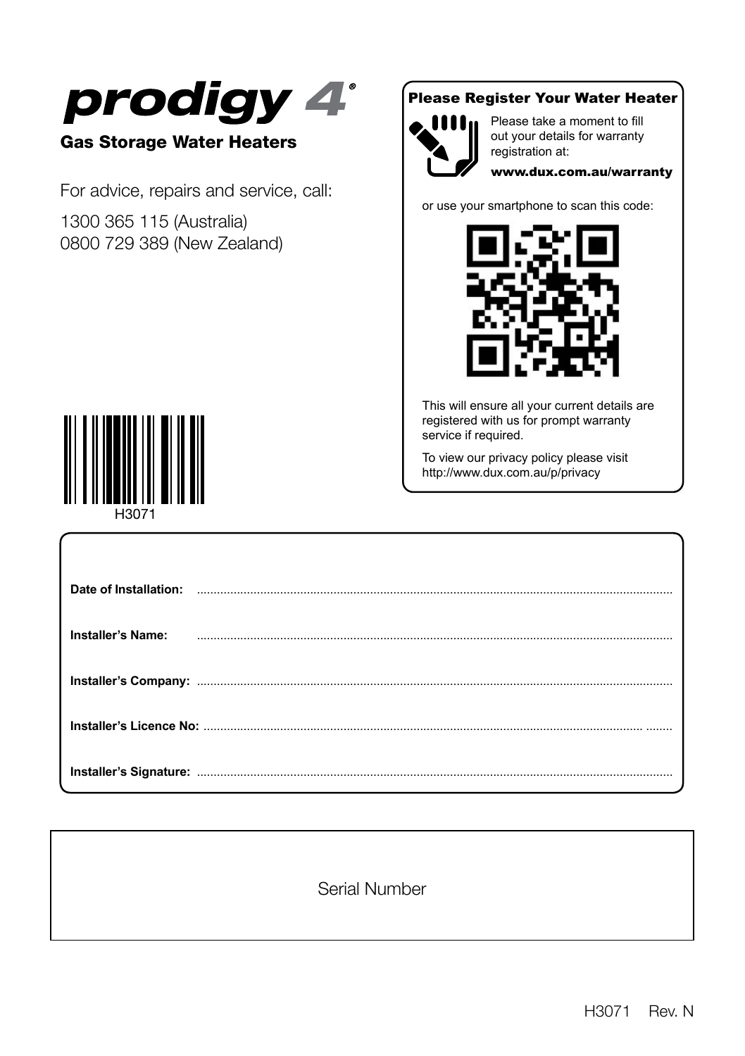# prodigy 4®

## Gas Storage Water Heaters

For advice, repairs and service, call:

1300 365 115 (Australia)
0800 729 389 (New Zealand)

H3071

**Please Register Your Water Heater**

Please take a moment to fill out your details for warranty registration at:

**www.dux.com.au/warranty**

or use your smartphone to scan this code:

This will ensure all your current details are registered with us for prompt warranty service if required.

To view our privacy policy please visit http://www.dux.com.au/p/privacy

**Date of Installation:** ............................................................................................................................................

**Installer's Name:** ............................................................................................................................................

**Installer's Company:** ............................................................................................................................................

**Installer's Licence No:** ............................................................................................................................................

**Installer's Signature:** ............................................................................................................................................

Serial Number

H3071 Rev. N